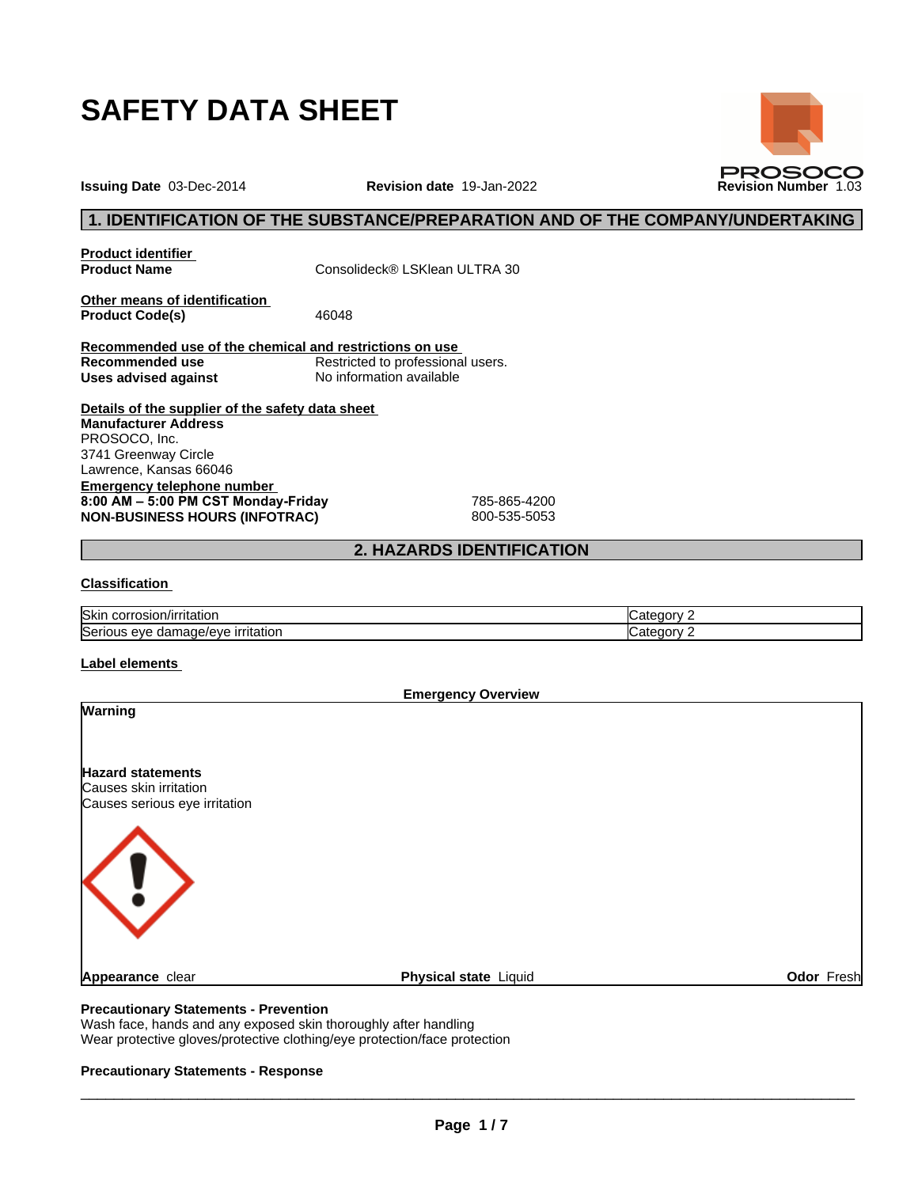# SAFETY DATA SHEET

**Issuing Date** 03-Dec-2014 **Revision date** 19-Jan-2022 **Revision Number** 1.03

## 1. IDENTIFICATION OF THE SUBSTANCE/PREPARATION AND OF THE COMPANY/UNDERTAKING

**Product identifier**

**Product Name** Consolideck® LSKlean ULTRA 30

**Other means of identification**

**Product Code(s)** 46048

**Recommended use of the chemical and restrictions on use**

**Recommended use** Restricted to professional users.
**Uses advised against** No information available

**Details of the supplier of the safety data sheet**

**Manufacturer Address**
PROSOCO, Inc.
3741 Greenway Circle
Lawrence, Kansas 66046

**Emergency telephone number**

**8:00 AM – 5:00 PM CST Monday-Friday** 785-865-4200
**NON-BUSINESS HOURS (INFOTRAC)** 800-535-5053

## 2. HAZARDS IDENTIFICATION

**Classification**

| | |
|---|---|
| Skin corrosion/irritation | Category 2 |
| Serious eye damage/eye irritation | Category 2 |

**Label elements**

**Emergency Overview**

**Warning**

**Hazard statements**
Causes skin irritation
Causes serious eye irritation

**Appearance** clear **Physical state** Liquid **Odor** Fresh

**Precautionary Statements - Prevention**
Wash face, hands and any exposed skin thoroughly after handling
Wear protective gloves/protective clothing/eye protection/face protection

**Precautionary Statements - Response**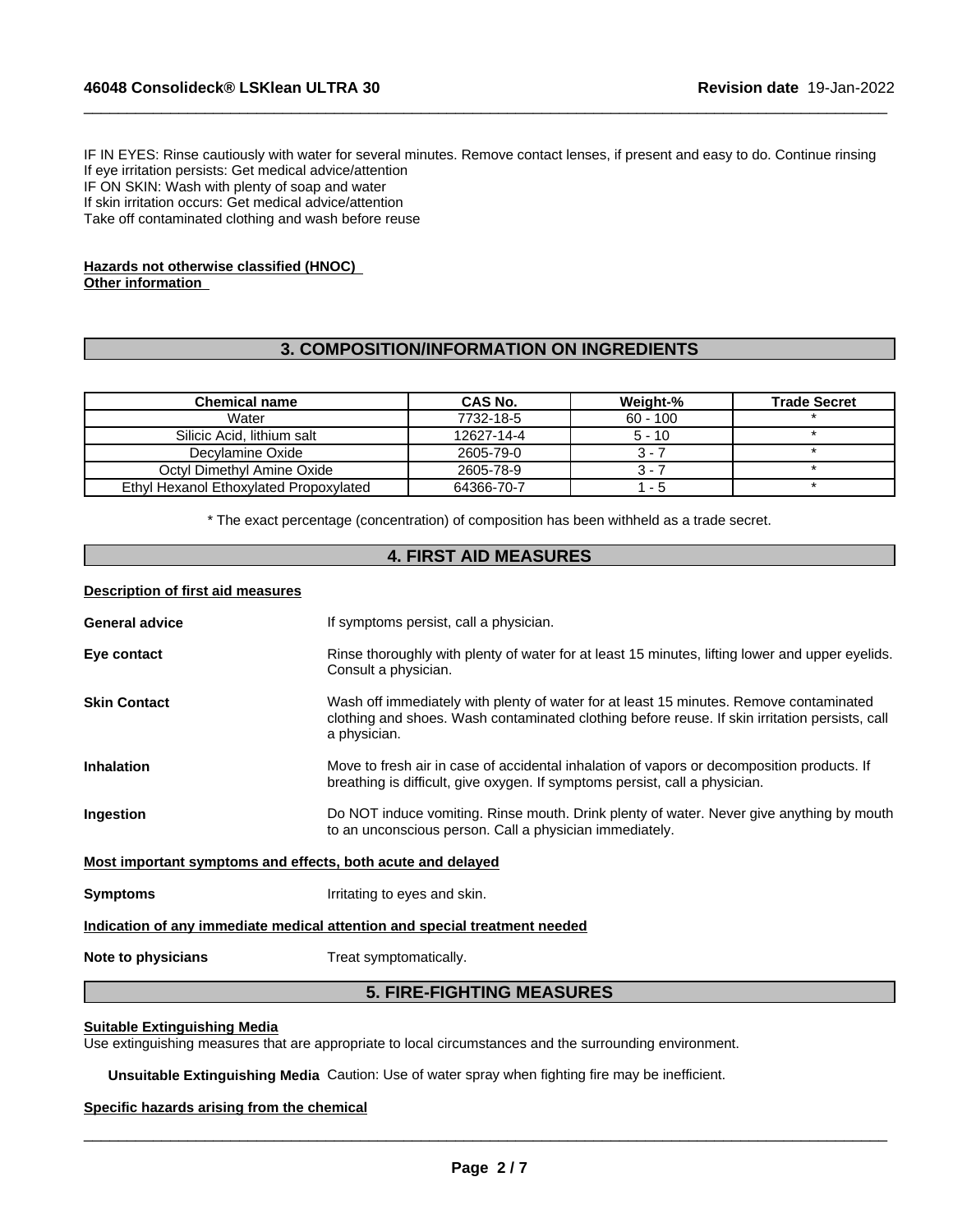IF IN EYES: Rinse cautiously with water for several minutes. Remove contact lenses, if present and easy to do. Continue rinsing
If eye irritation persists: Get medical advice/attention
IF ON SKIN: Wash with plenty of soap and water
If skin irritation occurs: Get medical advice/attention
Take off contaminated clothing and wash before reuse

**Hazards not otherwise classified (HNOC)**
**Other information**

## 3. COMPOSITION/INFORMATION ON INGREDIENTS

| Chemical name | CAS No. | Weight-% | Trade Secret |
|---|---|---|---|
| Water | 7732-18-5 | 60 - 100 | * |
| Silicic Acid, lithium salt | 12627-14-4 | 5 - 10 | * |
| Decylamine Oxide | 2605-79-0 | 3 - 7 | * |
| Octyl Dimethyl Amine Oxide | 2605-78-9 | 3 - 7 | * |
| Ethyl Hexanol Ethoxylated Propoxylated | 64366-70-7 | 1 - 5 | * |

* The exact percentage (concentration) of composition has been withheld as a trade secret.

## 4. FIRST AID MEASURES

**Description of first aid measures**

**General advice** If symptoms persist, call a physician.

**Eye contact** Rinse thoroughly with plenty of water for at least 15 minutes, lifting lower and upper eyelids. Consult a physician.

**Skin Contact** Wash off immediately with plenty of water for at least 15 minutes. Remove contaminated clothing and shoes. Wash contaminated clothing before reuse. If skin irritation persists, call a physician.

**Inhalation** Move to fresh air in case of accidental inhalation of vapors or decomposition products. If breathing is difficult, give oxygen. If symptoms persist, call a physician.

**Ingestion** Do NOT induce vomiting. Rinse mouth. Drink plenty of water. Never give anything by mouth to an unconscious person. Call a physician immediately.

**Most important symptoms and effects, both acute and delayed**

**Symptoms** Irritating to eyes and skin.

**Indication of any immediate medical attention and special treatment needed**

**Note to physicians** Treat symptomatically.

## 5. FIRE-FIGHTING MEASURES

**Suitable Extinguishing Media**
Use extinguishing measures that are appropriate to local circumstances and the surrounding environment.

**Unsuitable Extinguishing Media** Caution: Use of water spray when fighting fire may be inefficient.

**Specific hazards arising from the chemical**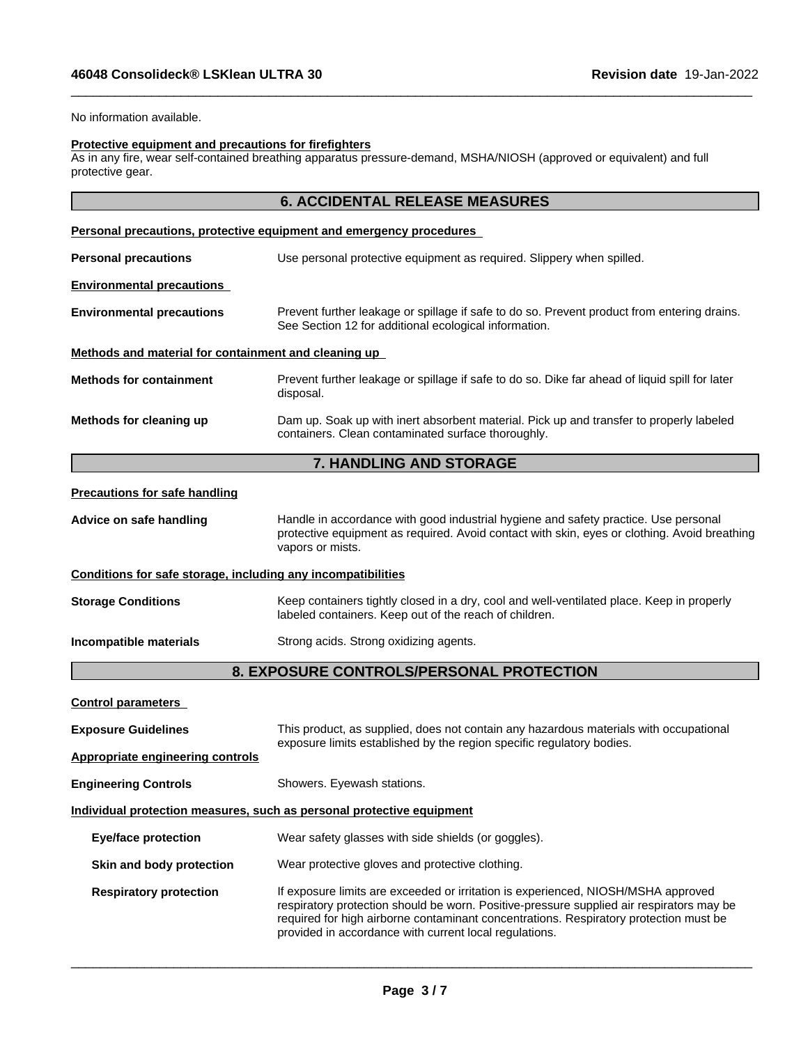No information available.

**Protective equipment and precautions for firefighters**
As in any fire, wear self-contained breathing apparatus pressure-demand, MSHA/NIOSH (approved or equivalent) and full protective gear.

## 6. ACCIDENTAL RELEASE MEASURES

**Personal precautions, protective equipment and emergency procedures**

**Personal precautions** — Use personal protective equipment as required. Slippery when spilled.

**Environmental precautions**

**Environmental precautions** — Prevent further leakage or spillage if safe to do so. Prevent product from entering drains. See Section 12 for additional ecological information.

**Methods and material for containment and cleaning up**

**Methods for containment** — Prevent further leakage or spillage if safe to do so. Dike far ahead of liquid spill for later disposal.

**Methods for cleaning up** — Dam up. Soak up with inert absorbent material. Pick up and transfer to properly labeled containers. Clean contaminated surface thoroughly.

## 7. HANDLING AND STORAGE

**Precautions for safe handling**

**Advice on safe handling** — Handle in accordance with good industrial hygiene and safety practice. Use personal protective equipment as required. Avoid contact with skin, eyes or clothing. Avoid breathing vapors or mists.

**Conditions for safe storage, including any incompatibilities**

**Storage Conditions** — Keep containers tightly closed in a dry, cool and well-ventilated place. Keep in properly labeled containers. Keep out of the reach of children.

**Incompatible materials** — Strong acids. Strong oxidizing agents.

## 8. EXPOSURE CONTROLS/PERSONAL PROTECTION

**Control parameters**

**Exposure Guidelines** — This product, as supplied, does not contain any hazardous materials with occupational exposure limits established by the region specific regulatory bodies.

**Appropriate engineering controls**

**Engineering Controls** — Showers. Eyewash stations.

**Individual protection measures, such as personal protective equipment**

**Eye/face protection** — Wear safety glasses with side shields (or goggles).

**Skin and body protection** — Wear protective gloves and protective clothing.

**Respiratory protection** — If exposure limits are exceeded or irritation is experienced, NIOSH/MSHA approved respiratory protection should be worn. Positive-pressure supplied air respirators may be required for high airborne contaminant concentrations. Respiratory protection must be provided in accordance with current local regulations.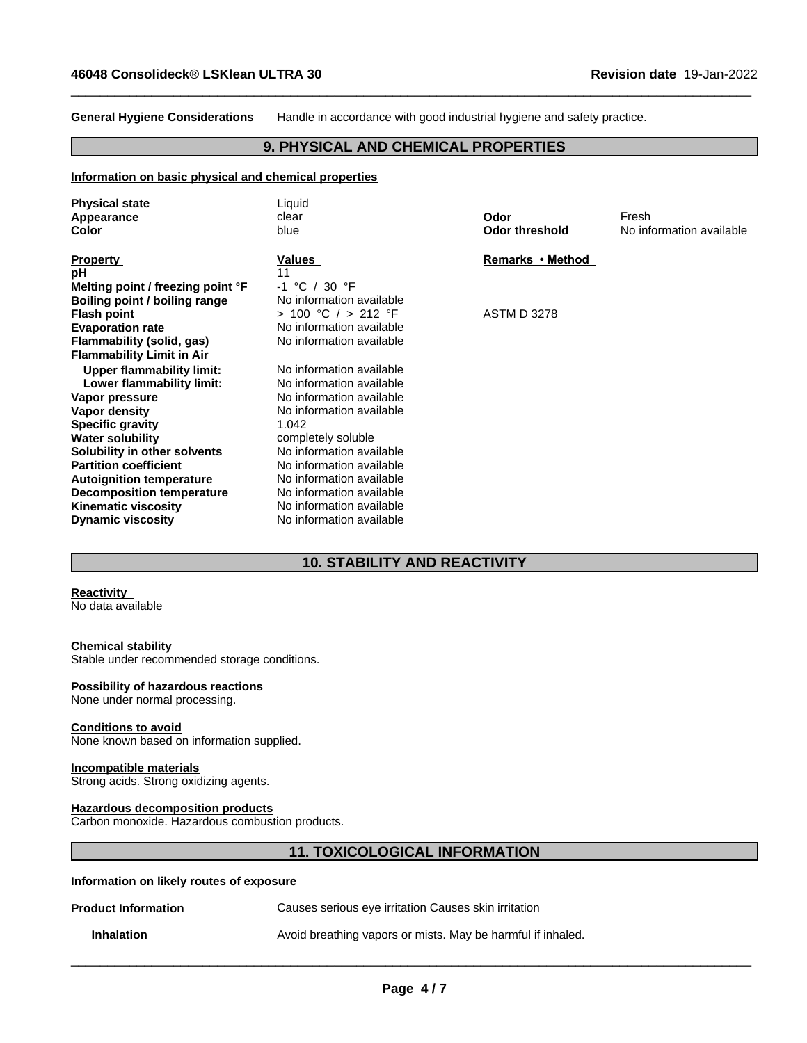**General Hygiene Considerations** Handle in accordance with good industrial hygiene and safety practice.

## 9. PHYSICAL AND CHEMICAL PROPERTIES

**Information on basic physical and chemical properties**

| | | | |
|---|---|---|---|
| **Physical state** | Liquid | | |
| **Appearance** | clear | **Odor** | Fresh |
| **Color** | blue | **Odor threshold** | No information available |

| **Property** | **Values** | **Remarks • Method** |
|---|---|---|
| **pH** | 11 | |
| **Melting point / freezing point °F** | -1 °C / 30 °F | |
| **Boiling point / boiling range** | No information available | |
| **Flash point** | > 100 °C / > 212 °F | ASTM D 3278 |
| **Evaporation rate** | No information available | |
| **Flammability (solid, gas)** | No information available | |
| **Flammability Limit in Air** | | |
| **Upper flammability limit:** | No information available | |
| **Lower flammability limit:** | No information available | |
| **Vapor pressure** | No information available | |
| **Vapor density** | No information available | |
| **Specific gravity** | 1.042 | |
| **Water solubility** | completely soluble | |
| **Solubility in other solvents** | No information available | |
| **Partition coefficient** | No information available | |
| **Autoignition temperature** | No information available | |
| **Decomposition temperature** | No information available | |
| **Kinematic viscosity** | No information available | |
| **Dynamic viscosity** | No information available | |

## 10. STABILITY AND REACTIVITY

**Reactivity**
No data available

**Chemical stability**
Stable under recommended storage conditions.

**Possibility of hazardous reactions**
None under normal processing.

**Conditions to avoid**
None known based on information supplied.

**Incompatible materials**
Strong acids. Strong oxidizing agents.

**Hazardous decomposition products**
Carbon monoxide. Hazardous combustion products.

## 11. TOXICOLOGICAL INFORMATION

**Information on likely routes of exposure**

**Product Information** Causes serious eye irritation Causes skin irritation

**Inhalation** Avoid breathing vapors or mists. May be harmful if inhaled.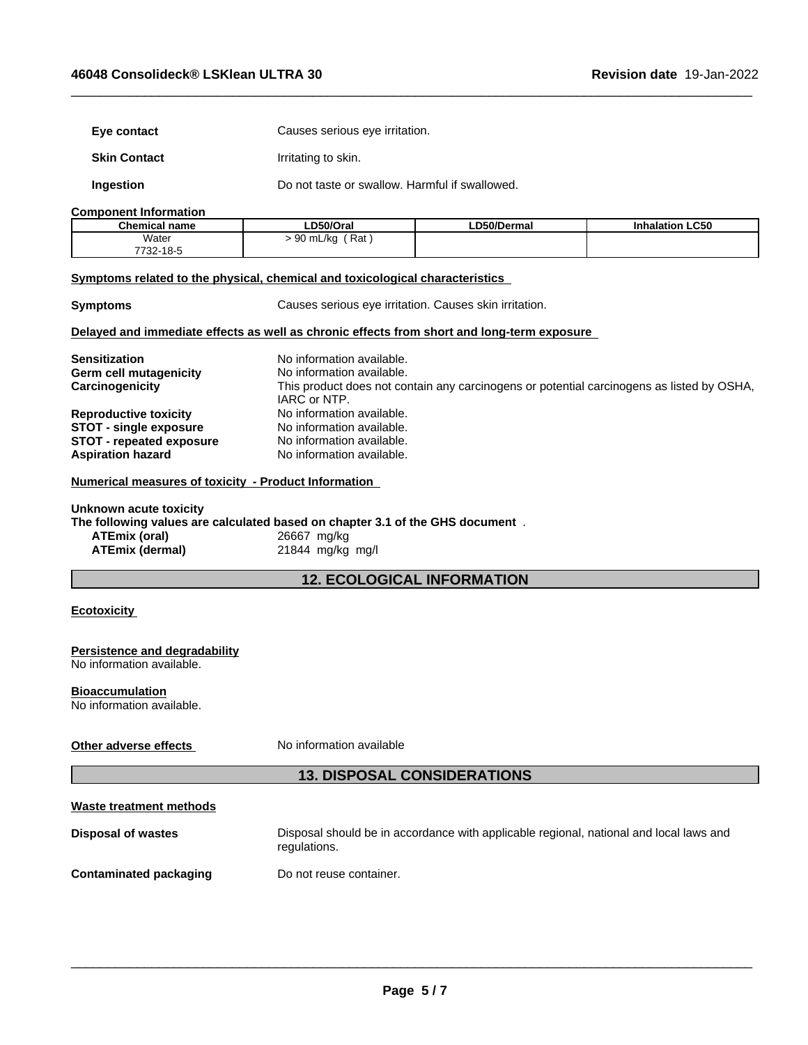| | |
|---|---|
| **Eye contact** | Causes serious eye irritation. |
| **Skin Contact** | Irritating to skin. |
| **Ingestion** | Do not taste or swallow. Harmful if swallowed. |

**Component Information**

| Chemical name | LD50/Oral | LD50/Dermal | Inhalation LC50 |
|---|---|---|---|
| Water 7732-18-5 | > 90 mL/kg ( Rat ) | | |

**Symptoms related to the physical, chemical and toxicological characteristics**

**Symptoms** Causes serious eye irritation. Causes skin irritation.

**Delayed and immediate effects as well as chronic effects from short and long-term exposure**

| | |
|---|---|
| **Sensitization** | No information available. |
| **Germ cell mutagenicity** | No information available. |
| **Carcinogenicity** | This product does not contain any carcinogens or potential carcinogens as listed by OSHA, IARC or NTP. |
| **Reproductive toxicity** | No information available. |
| **STOT - single exposure** | No information available. |
| **STOT - repeated exposure** | No information available. |
| **Aspiration hazard** | No information available. |

**Numerical measures of toxicity - Product Information**

**Unknown acute toxicity**
**The following values are calculated based on chapter 3.1 of the GHS document** .

| | |
|---|---|
| **ATEmix (oral)** | 26667 mg/kg |
| **ATEmix (dermal)** | 21844 mg/kg mg/l |

## 12. ECOLOGICAL INFORMATION

**Ecotoxicity**

**Persistence and degradability**
No information available.

**Bioaccumulation**
No information available.

**Other adverse effects** No information available

## 13. DISPOSAL CONSIDERATIONS

**Waste treatment methods**

| | |
|---|---|
| **Disposal of wastes** | Disposal should be in accordance with applicable regional, national and local laws and regulations. |
| **Contaminated packaging** | Do not reuse container. |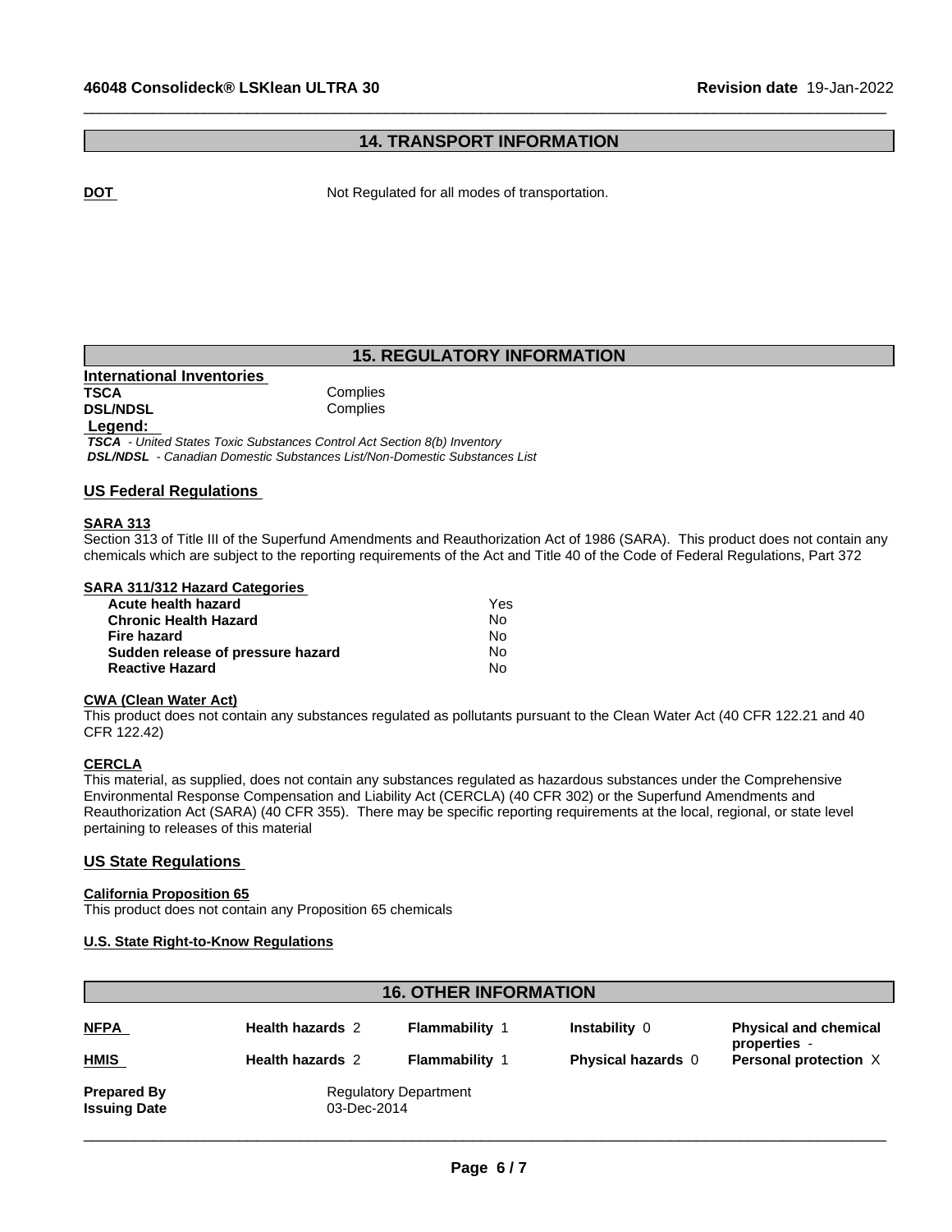## 14. TRANSPORT INFORMATION

**DOT** Not Regulated for all modes of transportation.

## 15. REGULATORY INFORMATION

**International Inventories**

| | |
|---|---|
| **TSCA** | Complies |
| **DSL/NDSL** | Complies |

**Legend:**

***TSCA*** *- United States Toxic Substances Control Act Section 8(b) Inventory*
***DSL/NDSL*** *- Canadian Domestic Substances List/Non-Domestic Substances List*

### US Federal Regulations

**SARA 313**

Section 313 of Title III of the Superfund Amendments and Reauthorization Act of 1986 (SARA). This product does not contain any chemicals which are subject to the reporting requirements of the Act and Title 40 of the Code of Federal Regulations, Part 372

**SARA 311/312 Hazard Categories**

| | |
|---|---|
| **Acute health hazard** | Yes |
| **Chronic Health Hazard** | No |
| **Fire hazard** | No |
| **Sudden release of pressure hazard** | No |
| **Reactive Hazard** | No |

**CWA (Clean Water Act)**

This product does not contain any substances regulated as pollutants pursuant to the Clean Water Act (40 CFR 122.21 and 40 CFR 122.42)

**CERCLA**

This material, as supplied, does not contain any substances regulated as hazardous substances under the Comprehensive Environmental Response Compensation and Liability Act (CERCLA) (40 CFR 302) or the Superfund Amendments and Reauthorization Act (SARA) (40 CFR 355). There may be specific reporting requirements at the local, regional, or state level pertaining to releases of this material

### US State Regulations

**California Proposition 65**

This product does not contain any Proposition 65 chemicals

**U.S. State Right-to-Know Regulations**

## 16. OTHER INFORMATION

| | | | | |
|---|---|---|---|---|
| **NFPA** | **Health hazards** 2 | **Flammability** 1 | **Instability** 0 | **Physical and chemical properties** - |
| **HMIS** | **Health hazards** 2 | **Flammability** 1 | **Physical hazards** 0 | **Personal protection** X |

**Prepared By** Regulatory Department
**Issuing Date** 03-Dec-2014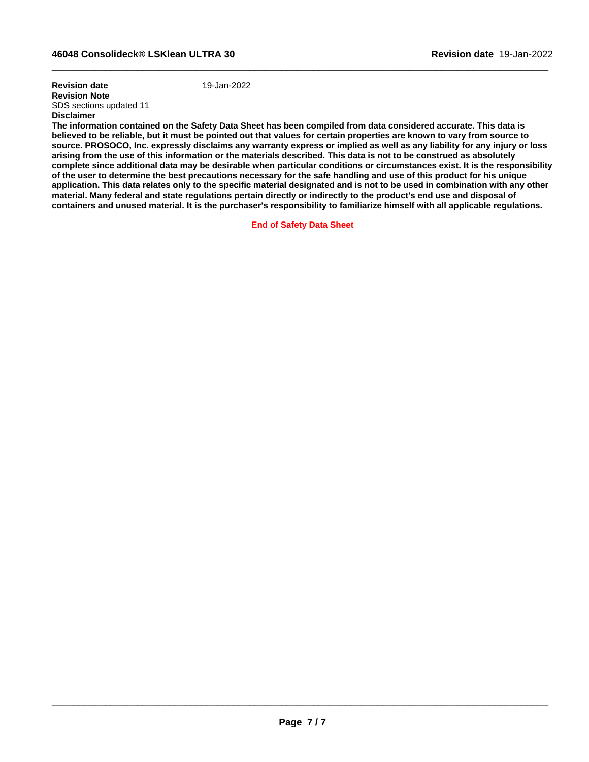**Revision date** 19-Jan-2022

**Revision Note**

SDS sections updated 11

**Disclaimer**

**The information contained on the Safety Data Sheet has been compiled from data considered accurate. This data is believed to be reliable, but it must be pointed out that values for certain properties are known to vary from source to source. PROSOCO, Inc. expressly disclaims any warranty express or implied as well as any liability for any injury or loss arising from the use of this information or the materials described. This data is not to be construed as absolutely complete since additional data may be desirable when particular conditions or circumstances exist. It is the responsibility of the user to determine the best precautions necessary for the safe handling and use of this product for his unique application. This data relates only to the specific material designated and is not to be used in combination with any other material. Many federal and state regulations pertain directly or indirectly to the product's end use and disposal of containers and unused material. It is the purchaser's responsibility to familiarize himself with all applicable regulations.**

**End of Safety Data Sheet**